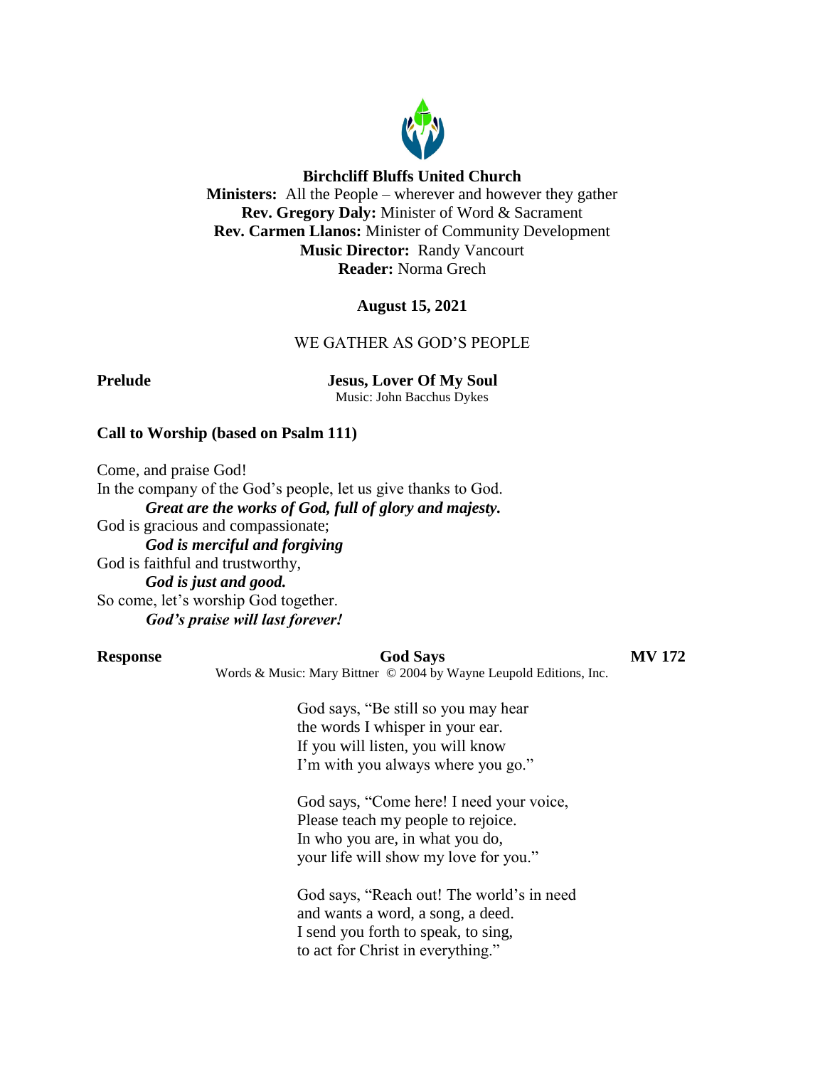**Birchcliff Bluffs United Church**
**Ministers:** All the People – wherever and however they gather
**Rev. Gregory Daly:** Minister of Word & Sacrament
**Rev. Carmen Llanos:** Minister of Community Development
**Music Director:** Randy Vancourt
**Reader:** Norma Grech

**August 15, 2021**

WE GATHER AS GOD'S PEOPLE

**Prelude** **Jesus, Lover Of My Soul**
Music: John Bacchus Dykes

**Call to Worship (based on Psalm 111)**

Come, and praise God!
In the company of the God's people, let us give thanks to God.
***Great are the works of God, full of glory and majesty.***
God is gracious and compassionate;
***God is merciful and forgiving***
God is faithful and trustworthy,
***God is just and good.***
So come, let's worship God together.
***God's praise will last forever!***

**Response** **God Says** **MV 172**
Words & Music: Mary Bittner © 2004 by Wayne Leupold Editions, Inc.

God says, "Be still so you may hear
the words I whisper in your ear.
If you will listen, you will know
I'm with you always where you go."

God says, "Come here! I need your voice,
Please teach my people to rejoice.
In who you are, in what you do,
your life will show my love for you."

God says, "Reach out! The world's in need
and wants a word, a song, a deed.
I send you forth to speak, to sing,
to act for Christ in everything."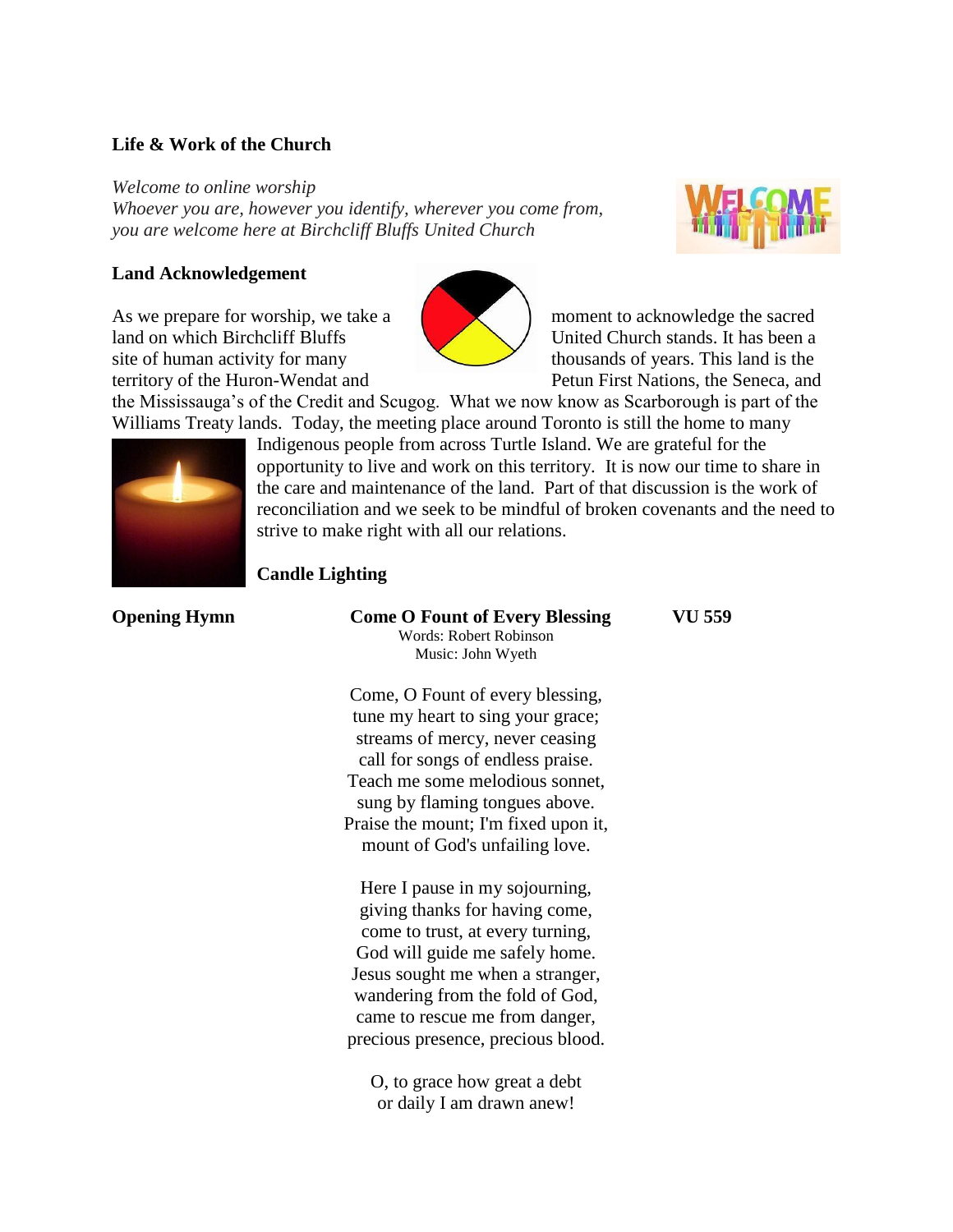**Life & Work of the Church**

*Welcome to online worship*
*Whoever you are, however you identify, wherever you come from, you are welcome here at Birchcliff Bluffs United Church*

**Land Acknowledgement**

As we prepare for worship, we take a moment to acknowledge the sacred land on which Birchcliff Bluffs United Church stands. It has been a site of human activity for many thousands of years. This land is the territory of the Huron-Wendat and Petun First Nations, the Seneca, and the Mississauga's of the Credit and Scugog. What we now know as Scarborough is part of the Williams Treaty lands. Today, the meeting place around Toronto is still the home to many Indigenous people from across Turtle Island. We are grateful for the opportunity to live and work on this territory. It is now our time to share in the care and maintenance of the land. Part of that discussion is the work of reconciliation and we seek to be mindful of broken covenants and the need to strive to make right with all our relations.

**Candle Lighting**

**Opening Hymn** **Come O Fount of Every Blessing** **VU 559**

Words: Robert Robinson
Music: John Wyeth

Come, O Fount of every blessing,
tune my heart to sing your grace;
streams of mercy, never ceasing
call for songs of endless praise.
Teach me some melodious sonnet,
sung by flaming tongues above.
Praise the mount; I'm fixed upon it,
mount of God's unfailing love.

Here I pause in my sojourning,
giving thanks for having come,
come to trust, at every turning,
God will guide me safely home.
Jesus sought me when a stranger,
wandering from the fold of God,
came to rescue me from danger,
precious presence, precious blood.

O, to grace how great a debt
or daily I am drawn anew!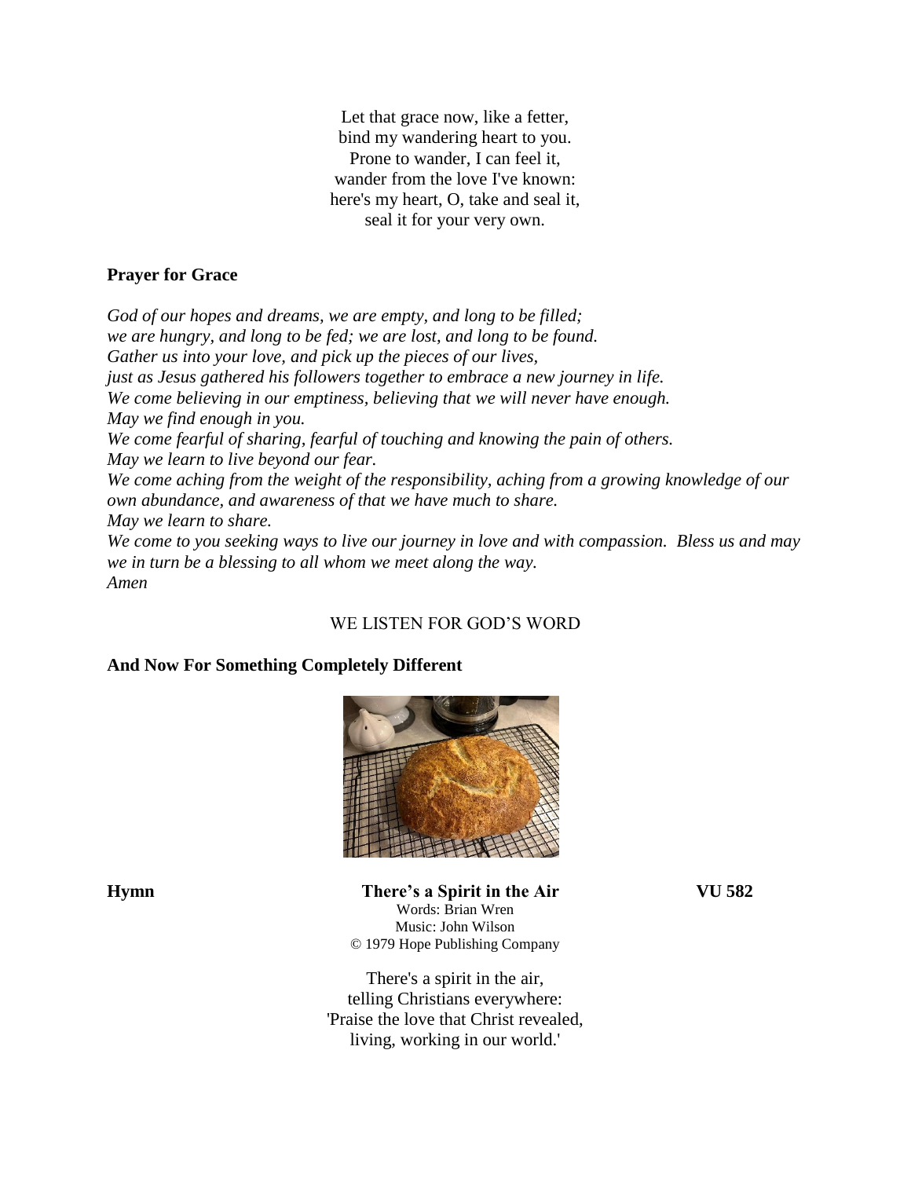Let that grace now, like a fetter,
bind my wandering heart to you.
Prone to wander, I can feel it,
wander from the love I've known:
here's my heart, O, take and seal it,
seal it for your very own.

**Prayer for Grace**

*God of our hopes and dreams, we are empty, and long to be filled;*
*we are hungry, and long to be fed; we are lost, and long to be found.*
*Gather us into your love, and pick up the pieces of our lives,*
*just as Jesus gathered his followers together to embrace a new journey in life.*
*We come believing in our emptiness, believing that we will never have enough.*
*May we find enough in you.*
*We come fearful of sharing, fearful of touching and knowing the pain of others.*
*May we learn to live beyond our fear.*
*We come aching from the weight of the responsibility, aching from a growing knowledge of our own abundance, and awareness of that we have much to share.*
*May we learn to share.*
*We come to you seeking ways to live our journey in love and with compassion. Bless us and may we in turn be a blessing to all whom we meet along the way.*
*Amen*

WE LISTEN FOR GOD'S WORD

**And Now For Something Completely Different**

**Hymn** **There's a Spirit in the Air** **VU 582**

Words: Brian Wren
Music: John Wilson
© 1979 Hope Publishing Company

There's a spirit in the air,
telling Christians everywhere:
'Praise the love that Christ revealed,
living, working in our world.'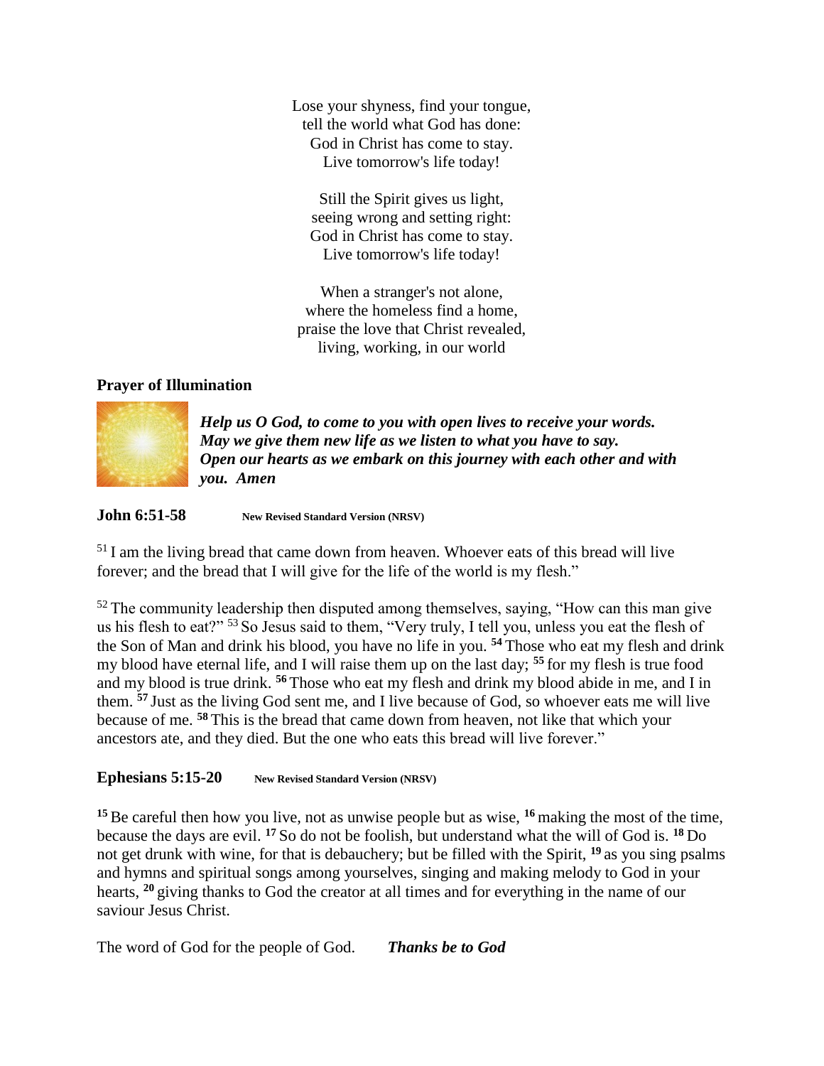Lose your shyness, find your tongue,
tell the world what God has done:
God in Christ has come to stay.
Live tomorrow's life today!

Still the Spirit gives us light,
seeing wrong and setting right:
God in Christ has come to stay.
Live tomorrow's life today!

When a stranger's not alone,
where the homeless find a home,
praise the love that Christ revealed,
living, working, in our world

**Prayer of Illumination**

***Help us O God, to come to you with open lives to receive your words. May we give them new life as we listen to what you have to say. Open our hearts as we embark on this journey with each other and with you. Amen***

**John 6:51-58** **New Revised Standard Version (NRSV)**

[51] I am the living bread that came down from heaven. Whoever eats of this bread will live forever; and the bread that I will give for the life of the world is my flesh."

[52] The community leadership then disputed among themselves, saying, "How can this man give us his flesh to eat?" [53] So Jesus said to them, "Very truly, I tell you, unless you eat the flesh of the Son of Man and drink his blood, you have no life in you. **[54]** Those who eat my flesh and drink my blood have eternal life, and I will raise them up on the last day; **[55]** for my flesh is true food and my blood is true drink. **[56]** Those who eat my flesh and drink my blood abide in me, and I in them. **[57]** Just as the living God sent me, and I live because of God, so whoever eats me will live because of me. **[58]** This is the bread that came down from heaven, not like that which your ancestors ate, and they died. But the one who eats this bread will live forever."

**Ephesians 5:15-20** **New Revised Standard Version (NRSV)**

**[15]** Be careful then how you live, not as unwise people but as wise, **[16]** making the most of the time, because the days are evil. **[17]** So do not be foolish, but understand what the will of God is. **[18]** Do not get drunk with wine, for that is debauchery; but be filled with the Spirit, **[19]** as you sing psalms and hymns and spiritual songs among yourselves, singing and making melody to God in your hearts, **[20]** giving thanks to God the creator at all times and for everything in the name of our saviour Jesus Christ.

The word of God for the people of God. ***Thanks be to God***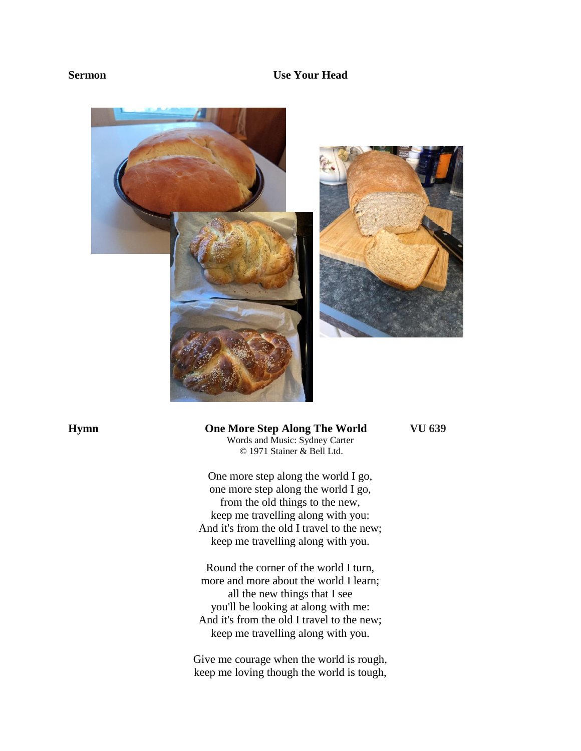**Sermon** **Use Your Head**

**Hymn** **One More Step Along The World** **VU 639**

Words and Music: Sydney Carter
© 1971 Stainer & Bell Ltd.

One more step along the world I go,
one more step along the world I go,
from the old things to the new,
keep me travelling along with you:
And it's from the old I travel to the new;
keep me travelling along with you.

Round the corner of the world I turn,
more and more about the world I learn;
all the new things that I see
you'll be looking at along with me:
And it's from the old I travel to the new;
keep me travelling along with you.

Give me courage when the world is rough,
keep me loving though the world is tough,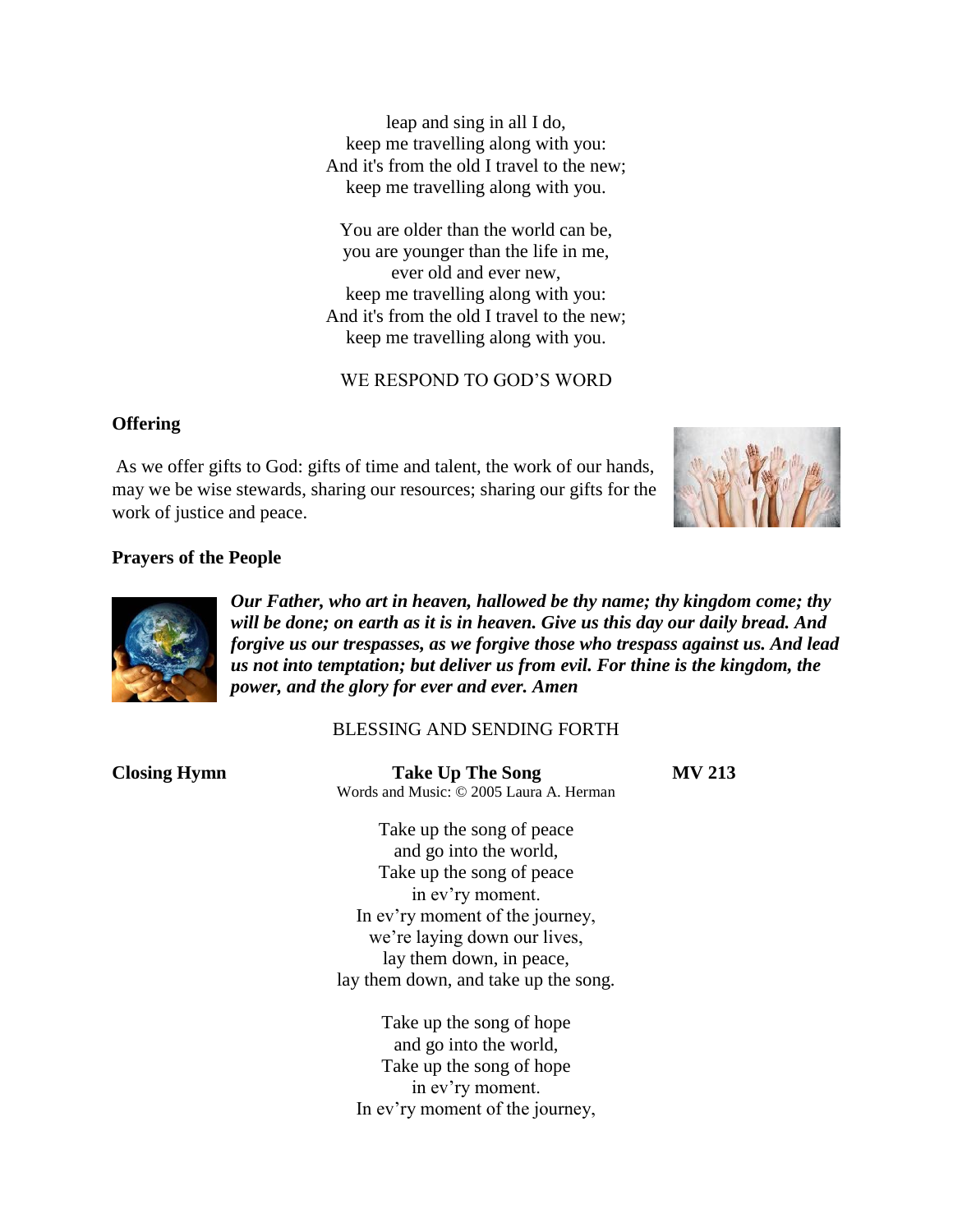leap and sing in all I do,
keep me travelling along with you:
And it's from the old I travel to the new;
keep me travelling along with you.

You are older than the world can be,
you are younger than the life in me,
ever old and ever new,
keep me travelling along with you:
And it's from the old I travel to the new;
keep me travelling along with you.

WE RESPOND TO GOD'S WORD

**Offering**

As we offer gifts to God: gifts of time and talent, the work of our hands, may we be wise stewards, sharing our resources; sharing our gifts for the work of justice and peace.

**Prayers of the People**

***Our Father, who art in heaven, hallowed be thy name; thy kingdom come; thy will be done; on earth as it is in heaven. Give us this day our daily bread. And forgive us our trespasses, as we forgive those who trespass against us. And lead us not into temptation; but deliver us from evil. For thine is the kingdom, the power, and the glory for ever and ever. Amen***

BLESSING AND SENDING FORTH

**Closing Hymn** **Take Up The Song** **MV 213**

Words and Music: © 2005 Laura A. Herman

Take up the song of peace
and go into the world,
Take up the song of peace
in ev'ry moment.
In ev'ry moment of the journey,
we're laying down our lives,
lay them down, in peace,
lay them down, and take up the song.

Take up the song of hope
and go into the world,
Take up the song of hope
in ev'ry moment.
In ev'ry moment of the journey,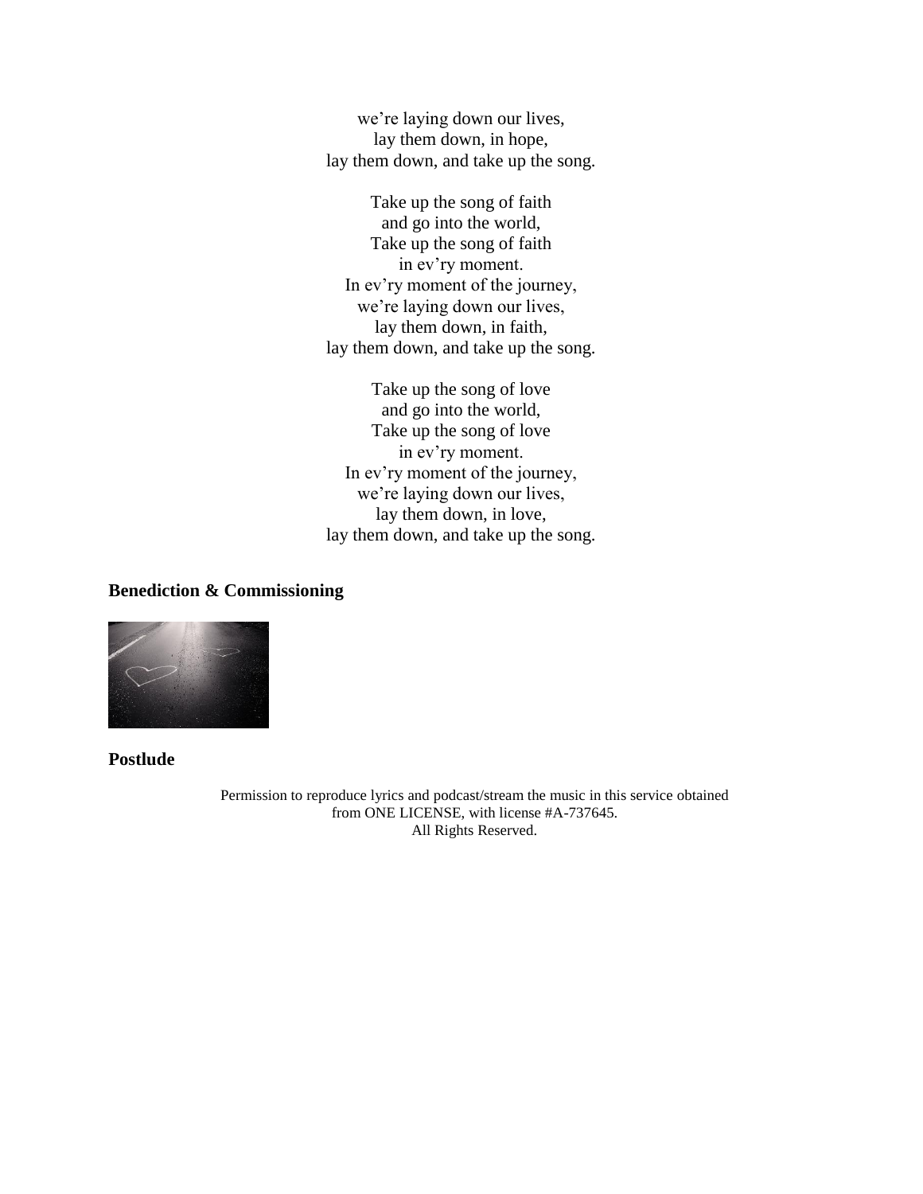we're laying down our lives,
lay them down, in hope,
lay them down, and take up the song.

Take up the song of faith
and go into the world,
Take up the song of faith
in ev'ry moment.
In ev'ry moment of the journey,
we're laying down our lives,
lay them down, in faith,
lay them down, and take up the song.

Take up the song of love
and go into the world,
Take up the song of love
in ev'ry moment.
In ev'ry moment of the journey,
we're laying down our lives,
lay them down, in love,
lay them down, and take up the song.

**Benediction & Commissioning**

**Postlude**

Permission to reproduce lyrics and podcast/stream the music in this service obtained from ONE LICENSE, with license #A-737645.
All Rights Reserved.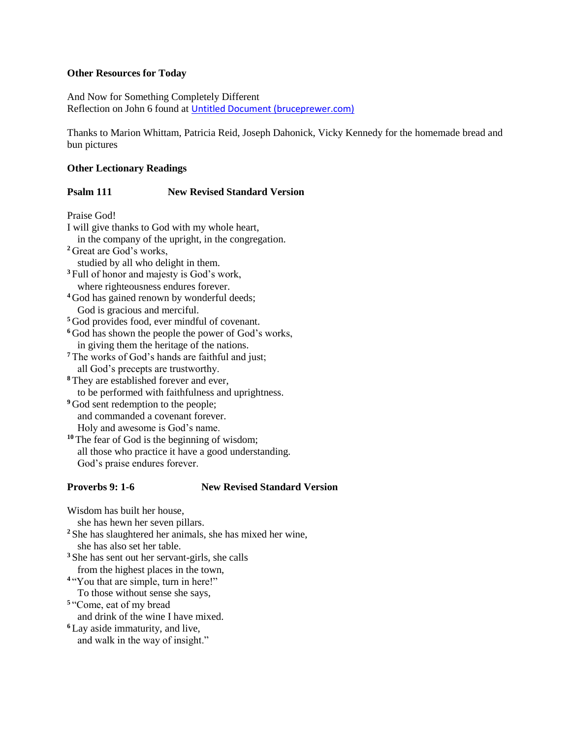**Other Resources for Today**

And Now for Something Completely Different
Reflection on John 6 found at [Untitled Document (bruceprewer.com)](bruceprewer.com)

Thanks to Marion Whittam, Patricia Reid, Joseph Dahonick, Vicky Kennedy for the homemade bread and bun pictures

**Other Lectionary Readings**

**Psalm 111 New Revised Standard Version**

Praise God!
I will give thanks to God with my whole heart,
in the company of the upright, in the congregation.
[2] Great are God's works,
studied by all who delight in them.
[3] Full of honor and majesty is God's work,
where righteousness endures forever.
[4] God has gained renown by wonderful deeds;
God is gracious and merciful.
[5] God provides food, ever mindful of covenant.
[6] God has shown the people the power of God's works,
in giving them the heritage of the nations.
[7] The works of God's hands are faithful and just;
all God's precepts are trustworthy.
[8] They are established forever and ever,
to be performed with faithfulness and uprightness.
[9] God sent redemption to the people;
and commanded a covenant forever.
Holy and awesome is God's name.
[10] The fear of God is the beginning of wisdom;
all those who practice it have a good understanding.
God's praise endures forever.

**Proverbs 9: 1-6 New Revised Standard Version**

Wisdom has built her house,
she has hewn her seven pillars.
[2] She has slaughtered her animals, she has mixed her wine,
she has also set her table.
[3] She has sent out her servant-girls, she calls
from the highest places in the town,
[4] "You that are simple, turn in here!"
To those without sense she says,
[5] "Come, eat of my bread
and drink of the wine I have mixed.
[6] Lay aside immaturity, and live,
and walk in the way of insight."